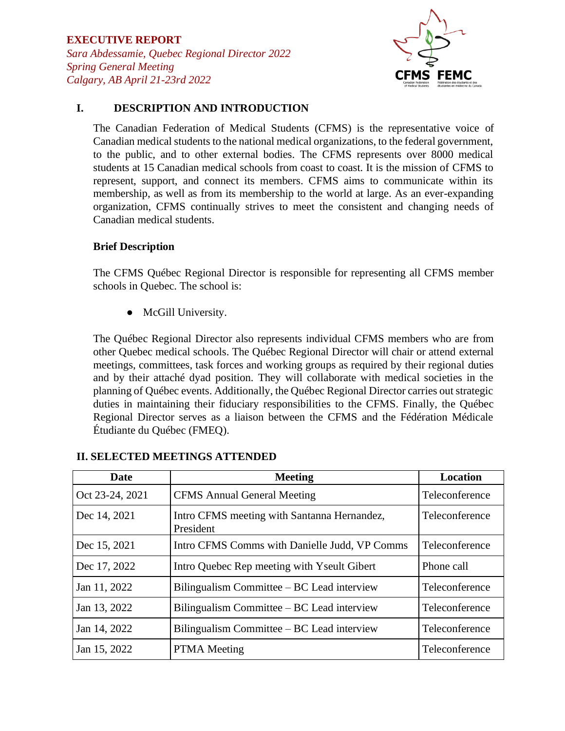**EXECUTIVE REPORT**

*Sara Abdessamie, Quebec Regional Director 2022*
*Spring General Meeting*
*Calgary, AB April 21-23rd 2022*

## I. DESCRIPTION AND INTRODUCTION

The Canadian Federation of Medical Students (CFMS) is the representative voice of Canadian medical students to the national medical organizations, to the federal government, to the public, and to other external bodies. The CFMS represents over 8000 medical students at 15 Canadian medical schools from coast to coast. It is the mission of CFMS to represent, support, and connect its members. CFMS aims to communicate within its membership, as well as from its membership to the world at large. As an ever-expanding organization, CFMS continually strives to meet the consistent and changing needs of Canadian medical students.

**Brief Description**

The CFMS Québec Regional Director is responsible for representing all CFMS member schools in Quebec. The school is:

- McGill University.

The Québec Regional Director also represents individual CFMS members who are from other Quebec medical schools. The Québec Regional Director will chair or attend external meetings, committees, task forces and working groups as required by their regional duties and by their attaché dyad position. They will collaborate with medical societies in the planning of Québec events. Additionally, the Québec Regional Director carries out strategic duties in maintaining their fiduciary responsibilities to the CFMS. Finally, the Québec Regional Director serves as a liaison between the CFMS and the Fédération Médicale Étudiante du Québec (FMEQ).

## II. SELECTED MEETINGS ATTENDED

| Date | Meeting | Location |
|---|---|---|
| Oct 23-24, 2021 | CFMS Annual General Meeting | Teleconference |
| Dec 14, 2021 | Intro CFMS meeting with Santanna Hernandez, President | Teleconference |
| Dec 15, 2021 | Intro CFMS Comms with Danielle Judd, VP Comms | Teleconference |
| Dec 17, 2022 | Intro Quebec Rep meeting with Yseult Gibert | Phone call |
| Jan 11, 2022 | Bilingualism Committee – BC Lead interview | Teleconference |
| Jan 13, 2022 | Bilingualism Committee – BC Lead interview | Teleconference |
| Jan 14, 2022 | Bilingualism Committee – BC Lead interview | Teleconference |
| Jan 15, 2022 | PTMA Meeting | Teleconference |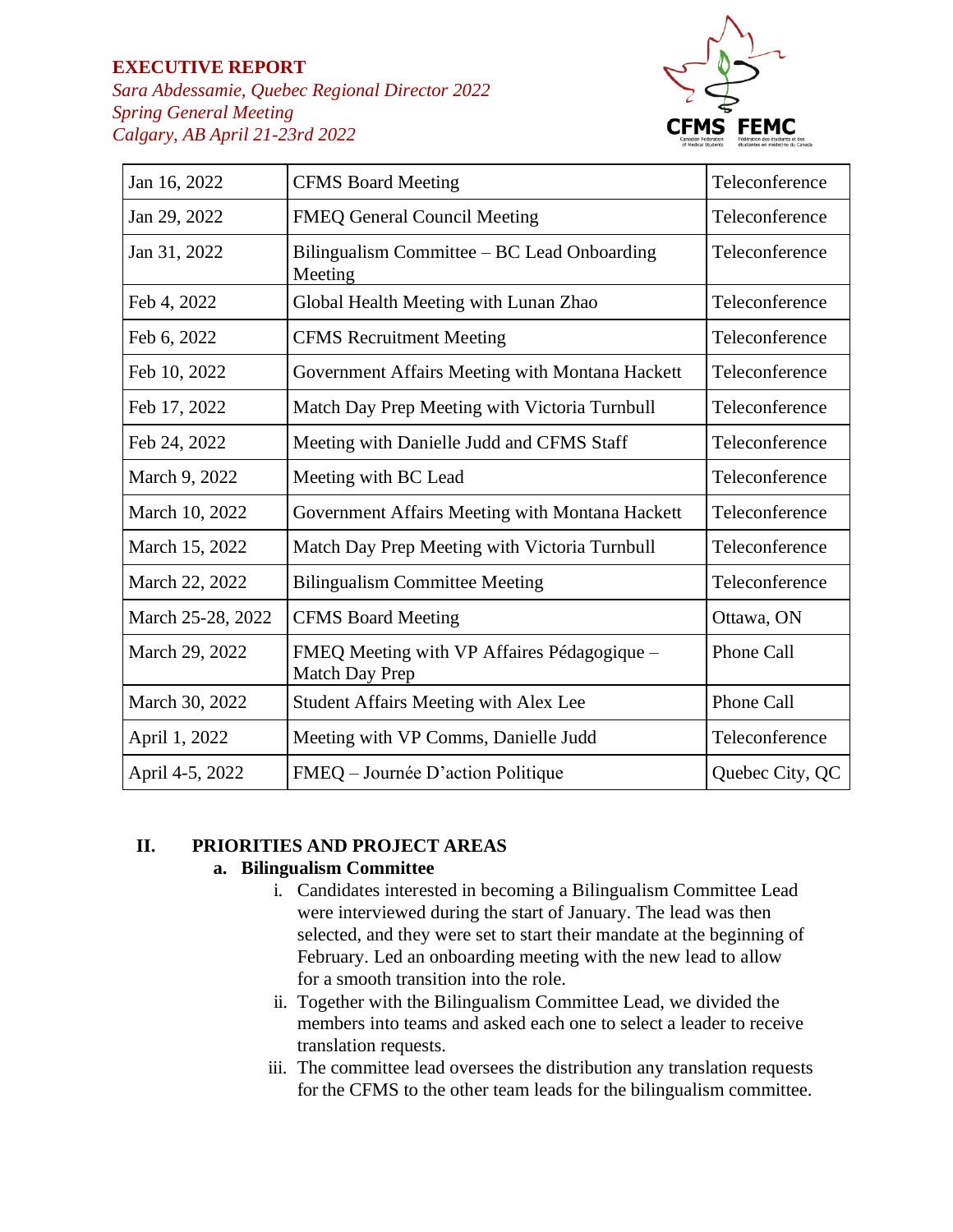**EXECUTIVE REPORT**
*Sara Abdessamie, Quebec Regional Director 2022*
*Spring General Meeting*
*Calgary, AB April 21-23rd 2022*

| Jan 16, 2022 | CFMS Board Meeting | Teleconference |
|---|---|---|
| Jan 29, 2022 | FMEQ General Council Meeting | Teleconference |
| Jan 31, 2022 | Bilingualism Committee – BC Lead Onboarding Meeting | Teleconference |
| Feb 4, 2022 | Global Health Meeting with Lunan Zhao | Teleconference |
| Feb 6, 2022 | CFMS Recruitment Meeting | Teleconference |
| Feb 10, 2022 | Government Affairs Meeting with Montana Hackett | Teleconference |
| Feb 17, 2022 | Match Day Prep Meeting with Victoria Turnbull | Teleconference |
| Feb 24, 2022 | Meeting with Danielle Judd and CFMS Staff | Teleconference |
| March 9, 2022 | Meeting with BC Lead | Teleconference |
| March 10, 2022 | Government Affairs Meeting with Montana Hackett | Teleconference |
| March 15, 2022 | Match Day Prep Meeting with Victoria Turnbull | Teleconference |
| March 22, 2022 | Bilingualism Committee Meeting | Teleconference |
| March 25-28, 2022 | CFMS Board Meeting | Ottawa, ON |
| March 29, 2022 | FMEQ Meeting with VP Affaires Pédagogique – Match Day Prep | Phone Call |
| March 30, 2022 | Student Affairs Meeting with Alex Lee | Phone Call |
| April 1, 2022 | Meeting with VP Comms, Danielle Judd | Teleconference |
| April 4-5, 2022 | FMEQ – Journée D'action Politique | Quebec City, QC |

## II. PRIORITIES AND PROJECT AREAS

### a. Bilingualism Committee

i. Candidates interested in becoming a Bilingualism Committee Lead were interviewed during the start of January. The lead was then selected, and they were set to start their mandate at the beginning of February. Led an onboarding meeting with the new lead to allow for a smooth transition into the role.

ii. Together with the Bilingualism Committee Lead, we divided the members into teams and asked each one to select a leader to receive translation requests.

iii. The committee lead oversees the distribution any translation requests for the CFMS to the other team leads for the bilingualism committee.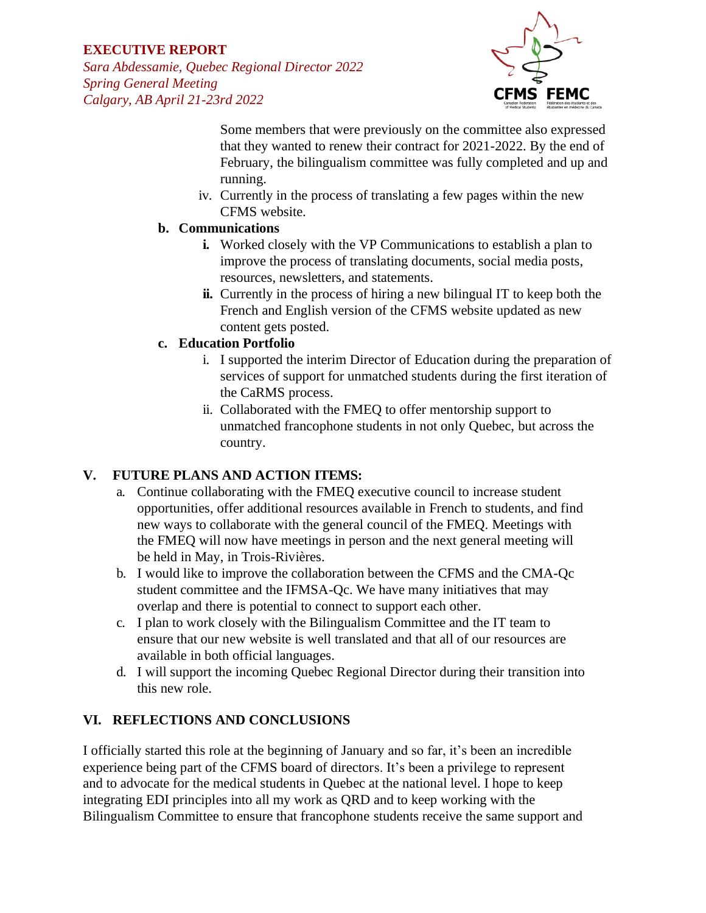Some members that were previously on the committee also expressed that they wanted to renew their contract for 2021-2022. By the end of February, the bilingualism committee was fully completed and up and running.

iv. Currently in the process of translating a few pages within the new CFMS website.

**b. Communications**

**i.** Worked closely with the VP Communications to establish a plan to improve the process of translating documents, social media posts, resources, newsletters, and statements.

**ii.** Currently in the process of hiring a new bilingual IT to keep both the French and English version of the CFMS website updated as new content gets posted.

**c. Education Portfolio**

i. I supported the interim Director of Education during the preparation of services of support for unmatched students during the first iteration of the CaRMS process.

ii. Collaborated with the FMEQ to offer mentorship support to unmatched francophone students in not only Quebec, but across the country.

## V. FUTURE PLANS AND ACTION ITEMS:

a. Continue collaborating with the FMEQ executive council to increase student opportunities, offer additional resources available in French to students, and find new ways to collaborate with the general council of the FMEQ. Meetings with the FMEQ will now have meetings in person and the next general meeting will be held in May, in Trois-Rivières.

b. I would like to improve the collaboration between the CFMS and the CMA-Qc student committee and the IFMSA-Qc. We have many initiatives that may overlap and there is potential to connect to support each other.

c. I plan to work closely with the Bilingualism Committee and the IT team to ensure that our new website is well translated and that all of our resources are available in both official languages.

d. I will support the incoming Quebec Regional Director during their transition into this new role.

## VI. REFLECTIONS AND CONCLUSIONS

I officially started this role at the beginning of January and so far, it's been an incredible experience being part of the CFMS board of directors. It's been a privilege to represent and to advocate for the medical students in Quebec at the national level. I hope to keep integrating EDI principles into all my work as QRD and to keep working with the Bilingualism Committee to ensure that francophone students receive the same support and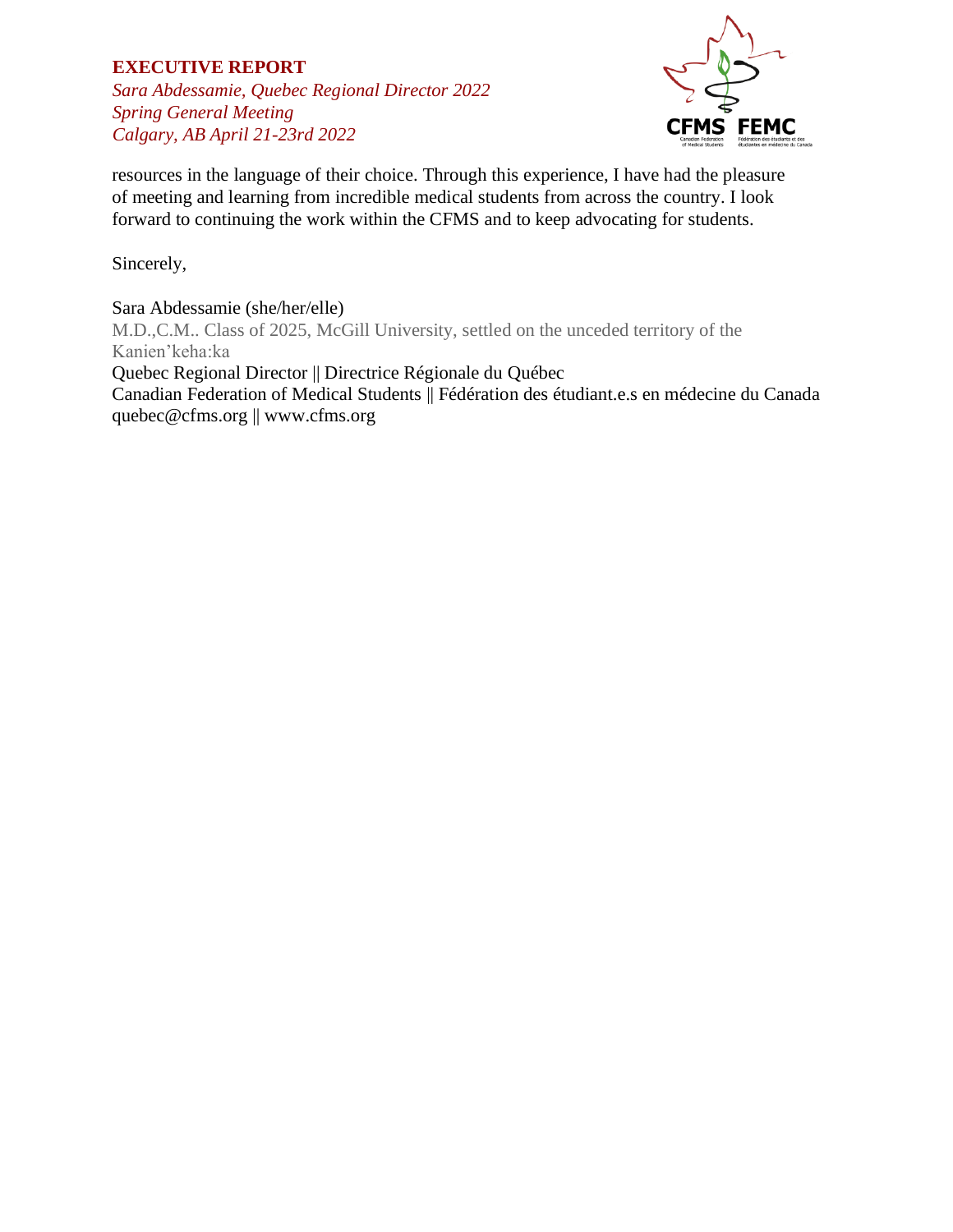resources in the language of their choice. Through this experience, I have had the pleasure of meeting and learning from incredible medical students from across the country. I look forward to continuing the work within the CFMS and to keep advocating for students.

Sincerely,

Sara Abdessamie (she/her/elle)
M.D.,C.M.. Class of 2025, McGill University, settled on the unceded territory of the Kanien'keha:ka
Quebec Regional Director || Directrice Régionale du Québec
Canadian Federation of Medical Students || Fédération des étudiant.e.s en médecine du Canada
quebec@cfms.org || www.cfms.org